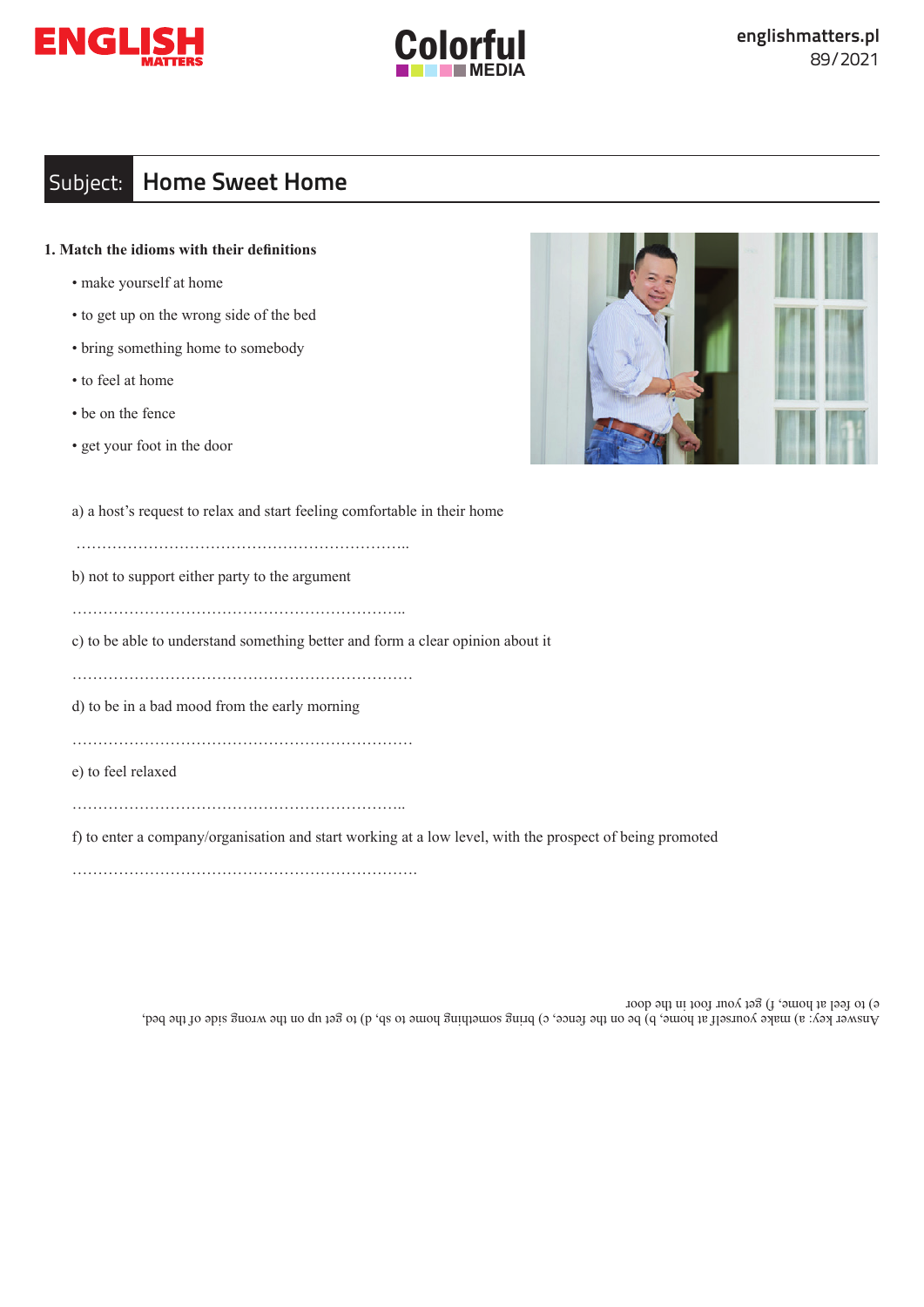## Subject: Home Sweet Home

**1. Match the idioms with their definitions**

- make yourself at home
- to get up on the wrong side of the bed
- bring something home to somebody
- to feel at home
- be on the fence
- get your foot in the door

a) a host's request to relax and start feeling comfortable in their home

…………………………………………………………..

b) not to support either party to the argument

…………………………………………………………..

c) to be able to understand something better and form a clear opinion about it

…………………………………………………………..

d) to be in a bad mood from the early morning

…………………………………………………………..

e) to feel relaxed

…………………………………………………………..

f) to enter a company/organisation and start working at a low level, with the prospect of being promoted

…………………………………………………………..

Answer key: a) make yourself at home, b) be on the fence, c) bring something home to sb, d) to get up on the wrong side of the bed, e) to feel at home, f) get your foot in the door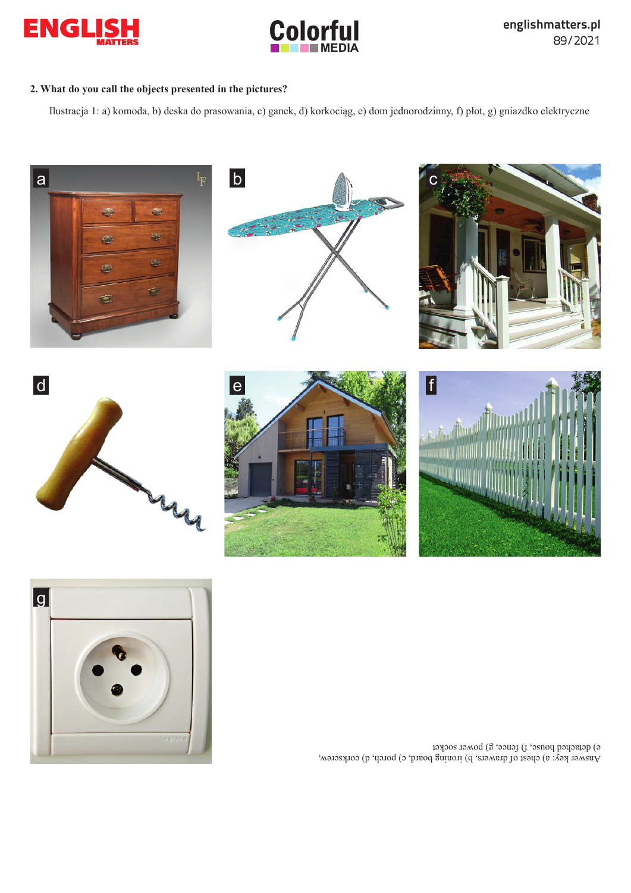**2. What do you call the objects presented in the pictures?**

Ilustracja 1: a) komoda, b) deska do prasowania, c) ganek, d) korkociąg, e) dom jednorodzinny, f) płot, g) gniazdko elektryczne

a

b

c

d

e

f

g

Answer key: a) chest of drawers, b) ironing board, c) porch, d) corkscrew, e) detached house, f) fence, g) power socket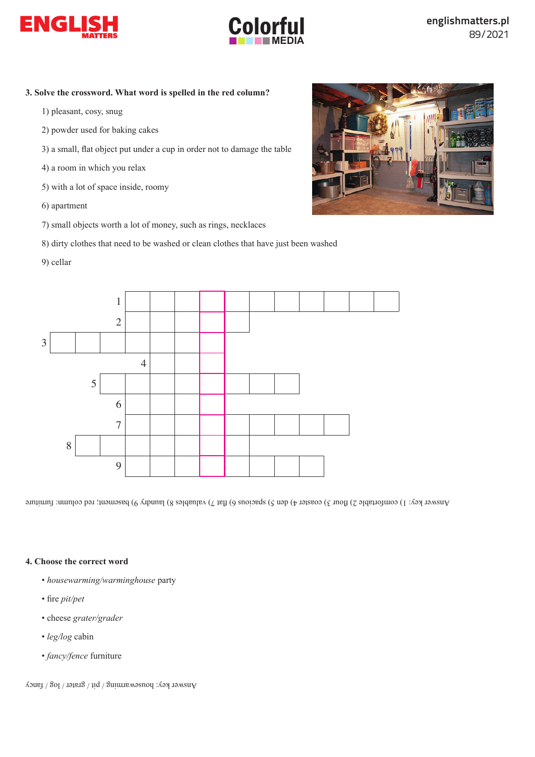### 3. Solve the crossword. What word is spelled in the red column?

1) pleasant, cosy, snug

2) powder used for baking cakes

3) a small, flat object put under a cup in order not to damage the table

4) a room in which you relax

5) with a lot of space inside, roomy

6) apartment

7) small objects worth a lot of money, such as rings, necklaces

8) dirty clothes that need to be washed or clean clothes that have just been washed

9) cellar

Answer key: 1) comfortable 2) flour 3) coaster 4) den 5) spacious 6) flat 7) valuables 8) laundry 9) basement; red column: furniture

### 4. Choose the correct word

- *housewarming/warminghouse* party
- fire *pit/pet*
- cheese *grater/grader*
- *leg/log* cabin
- *fancy/fence* furniture

Answer key: housewarming / pit / grater / log / fancy